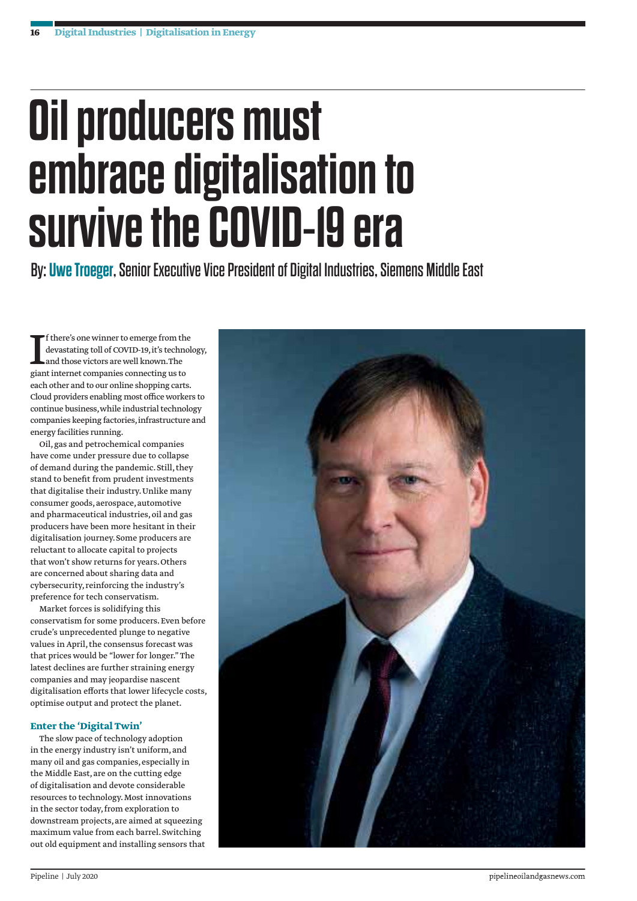# Oil producers must embrace digitalisation to survive the COVID-19 era

By: **Uwe Troeger**, Senior Executive Vice President of Digital Industries, Siemens Middle East

If there's one winner to emerge from the devastating toll of COVID-19, it's technology, and those victors are well known. The giant internet companies connecting us to each other and to our online shopping carts. Cloud providers enabling most office workers to continue business, while industrial technology companies keeping factories, infrastructure and energy facilities running.

Oil, gas and petrochemical companies have come under pressure due to collapse of demand during the pandemic. Still, they stand to benefit from prudent investments that digitalise their industry. Unlike many consumer goods, aerospace, automotive and pharmaceutical industries, oil and gas producers have been more hesitant in their digitalisation journey. Some producers are reluctant to allocate capital to projects that won't show returns for years. Others are concerned about sharing data and cybersecurity, reinforcing the industry's preference for tech conservatism.

Market forces is solidifying this conservatism for some producers. Even before crude's unprecedented plunge to negative values in April, the consensus forecast was that prices would be "lower for longer." The latest declines are further straining energy companies and may jeopardise nascent digitalisation efforts that lower lifecycle costs, optimise output and protect the planet.

### Enter the 'Digital Twin'

The slow pace of technology adoption in the energy industry isn't uniform, and many oil and gas companies, especially in the Middle East, are on the cutting edge of digitalisation and devote considerable resources to technology. Most innovations in the sector today, from exploration to downstream projects, are aimed at squeezing maximum value from each barrel. Switching out old equipment and installing sensors that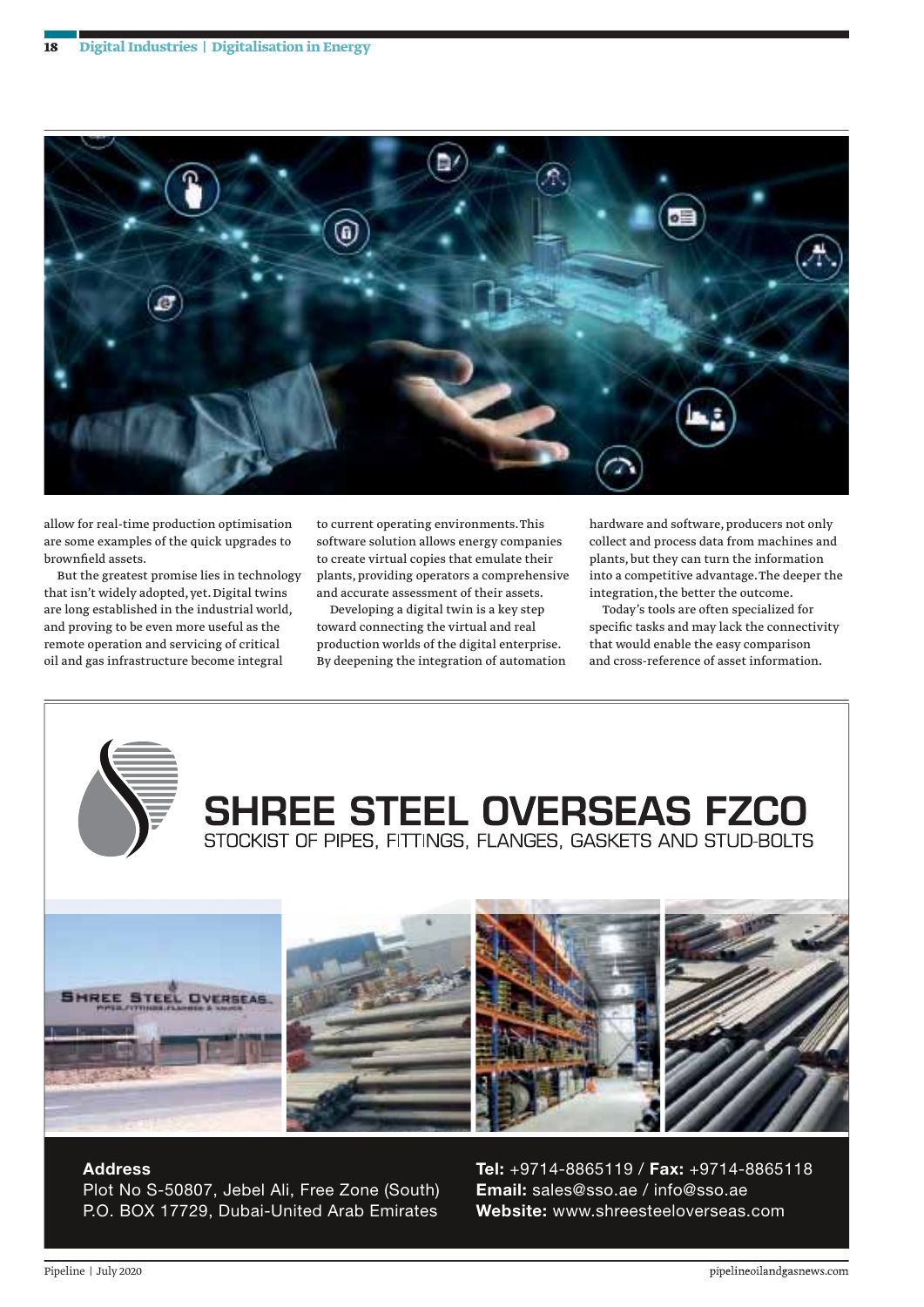allow for real-time production optimisation are some examples of the quick upgrades to brownfield assets.

But the greatest promise lies in technology that isn't widely adopted, yet. Digital twins are long established in the industrial world, and proving to be even more useful as the remote operation and servicing of critical oil and gas infrastructure become integral to current operating environments. This software solution allows energy companies to create virtual copies that emulate their plants, providing operators a comprehensive and accurate assessment of their assets.

Developing a digital twin is a key step toward connecting the virtual and real production worlds of the digital enterprise. By deepening the integration of automation hardware and software, producers not only collect and process data from machines and plants, but they can turn the information into a competitive advantage. The deeper the integration, the better the outcome.

Today's tools are often specialized for specific tasks and may lack the connectivity that would enable the easy comparison and cross-reference of asset information.

# SHREE STEEL OVERSEAS FZCO

STOCKIST OF PIPES, FITTINGS, FLANGES, GASKETS AND STUD-BOLTS

**Address**
Plot No S-50807, Jebel Ali, Free Zone (South)
P.O. BOX 17729, Dubai-United Arab Emirates

**Tel:** +9714-8865119 / **Fax:** +9714-8865118
**Email:** sales@sso.ae / info@sso.ae
**Website:** www.shreesteeloverseas.com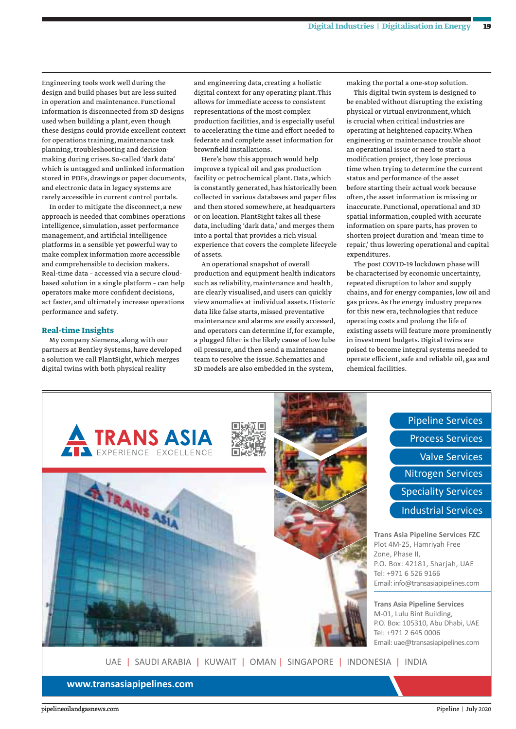Engineering tools work well during the design and build phases but are less suited in operation and maintenance. Functional information is disconnected from 3D designs used when building a plant, even though these designs could provide excellent context for operations training, maintenance task planning, troubleshooting and decision-making during crises. So-called 'dark data' which is untagged and unlinked information stored in PDFs, drawings or paper documents, and electronic data in legacy systems are rarely accessible in current control portals.

In order to mitigate the disconnect, a new approach is needed that combines operations intelligence, simulation, asset performance management, and artificial intelligence platforms in a sensible yet powerful way to make complex information more accessible and comprehensible to decision makers. Real-time data – accessed via a secure cloud-based solution in a single platform – can help operators make more confident decisions, act faster, and ultimately increase operations performance and safety.

## Real-time Insights

My company Siemens, along with our partners at Bentley Systems, have developed a solution we call PlantSight, which merges digital twins with both physical reality and engineering data, creating a holistic digital context for any operating plant. This allows for immediate access to consistent representations of the most complex production facilities, and is especially useful to accelerating the time and effort needed to federate and complete asset information for brownfield installations.

Here's how this approach would help improve a typical oil and gas production facility or petrochemical plant. Data, which is constantly generated, has historically been collected in various databases and paper files and then stored somewhere, at headquarters or on location. PlantSight takes all these data, including 'dark data,' and merges them into a portal that provides a rich visual experience that covers the complete lifecycle of assets.

An operational snapshot of overall production and equipment health indicators such as reliability, maintenance and health, are clearly visualised, and users can quickly view anomalies at individual assets. Historic data like false starts, missed preventative maintenance and alarms are easily accessed, and operators can determine if, for example, a plugged filter is the likely cause of low lube oil pressure, and then send a maintenance team to resolve the issue. Schematics and 3D models are also embedded in the system, making the portal a one-stop solution.

This digital twin system is designed to be enabled without disrupting the existing physical or virtual environment, which is crucial when critical industries are operating at heightened capacity. When engineering or maintenance trouble shoot an operational issue or need to start a modification project, they lose precious time when trying to determine the current status and performance of the asset before starting their actual work because often, the asset information is missing or inaccurate. Functional, operational and 3D spatial information, coupled with accurate information on spare parts, has proven to shorten project duration and 'mean time to repair,' thus lowering operational and capital expenditures.

The post COVID-19 lockdown phase will be characterised by economic uncertainty, repeated disruption to labor and supply chains, and for energy companies, low oil and gas prices. As the energy industry prepares for this new era, technologies that reduce operating costs and prolong the life of existing assets will feature more prominently in investment budgets. Digital twins are poised to become integral systems needed to operate efficient, safe and reliable oil, gas and chemical facilities.

**TRANS ASIA** EXPERIENCE EXCELLENCE

- Pipeline Services
- Process Services
- Valve Services
- Nitrogen Services
- Speciality Services
- Industrial Services

**Trans Asia Pipeline Services FZC**
Plot 4M-25, Hamriyah Free Zone, Phase II,
P.O. Box: 42181, Sharjah, UAE
Tel: +971 6 526 9166
Email: info@transasiapipelines.com

**Trans Asia Pipeline Services**
M-01, Lulu Bint Building,
P.O. Box: 105310, Abu Dhabi, UAE
Tel: +971 2 645 0006
Email: uae@transasiapipelines.com

UAE | SAUDI ARABIA | KUWAIT | OMAN | SINGAPORE | INDONESIA | INDIA

**www.transasiapipelines.com**